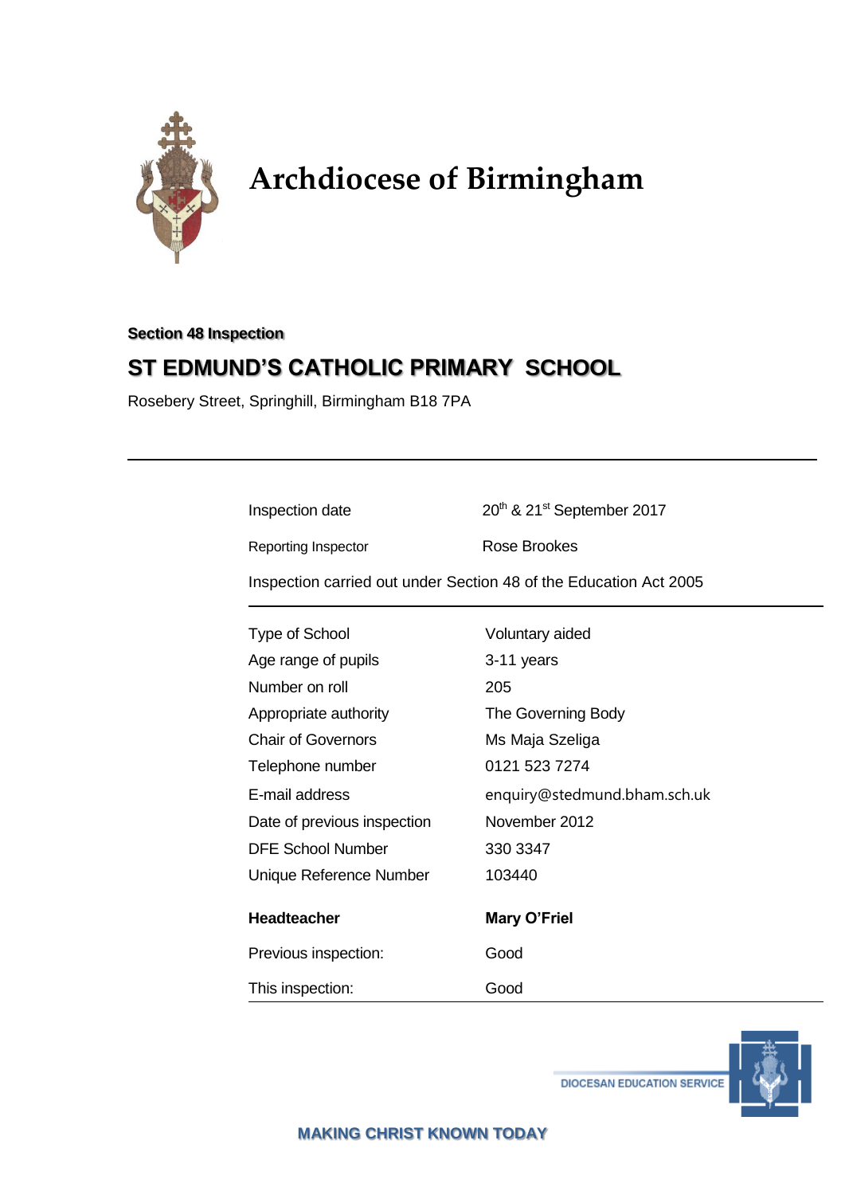# Archdiocese of Birmingham

**Section 48 Inspection**

## ST EDMUND'S CATHOLIC PRIMARY SCHOOL

Rosebery Street, Springhill, Birmingham B18 7PA

---

| | |
|---|---|
| Inspection date | 20th & 21st September 2017 |
| Reporting Inspector | Rose Brookes |

Inspection carried out under Section 48 of the Education Act 2005

| | |
|---|---|
| Type of School | Voluntary aided |
| Age range of pupils | 3-11 years |
| Number on roll | 205 |
| Appropriate authority | The Governing Body |
| Chair of Governors | Ms Maja Szeliga |
| Telephone number | 0121 523 7274 |
| E-mail address | enquiry@stedmund.bham.sch.uk |
| Date of previous inspection | November 2012 |
| DFE School Number | 330 3347 |
| Unique Reference Number | 103440 |
| **Headteacher** | **Mary O'Friel** |
| Previous inspection: | Good |
| This inspection: | Good |

DIOCESAN EDUCATION SERVICE

**MAKING CHRIST KNOWN TODAY**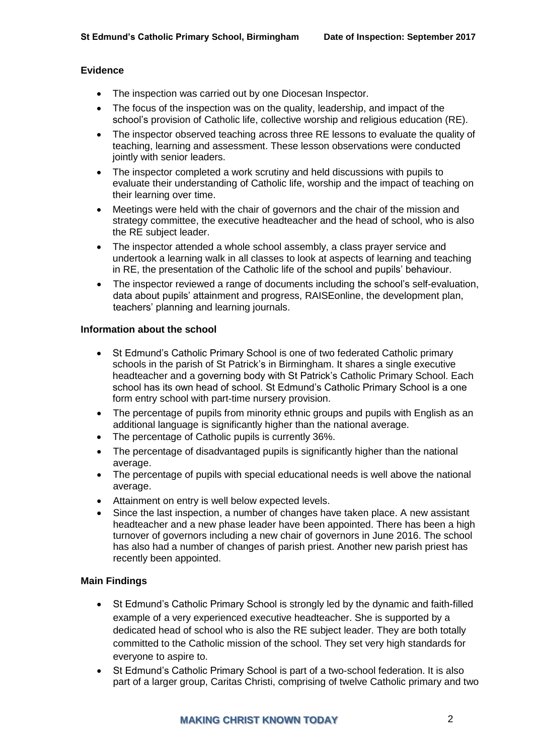## Evidence

- The inspection was carried out by one Diocesan Inspector.
- The focus of the inspection was on the quality, leadership, and impact of the school's provision of Catholic life, collective worship and religious education (RE).
- The inspector observed teaching across three RE lessons to evaluate the quality of teaching, learning and assessment. These lesson observations were conducted jointly with senior leaders.
- The inspector completed a work scrutiny and held discussions with pupils to evaluate their understanding of Catholic life, worship and the impact of teaching on their learning over time.
- Meetings were held with the chair of governors and the chair of the mission and strategy committee, the executive headteacher and the head of school, who is also the RE subject leader.
- The inspector attended a whole school assembly, a class prayer service and undertook a learning walk in all classes to look at aspects of learning and teaching in RE, the presentation of the Catholic life of the school and pupils' behaviour.
- The inspector reviewed a range of documents including the school's self-evaluation, data about pupils' attainment and progress, RAISEonline, the development plan, teachers' planning and learning journals.

## Information about the school

- St Edmund's Catholic Primary School is one of two federated Catholic primary schools in the parish of St Patrick's in Birmingham. It shares a single executive headteacher and a governing body with St Patrick's Catholic Primary School. Each school has its own head of school. St Edmund's Catholic Primary School is a one form entry school with part-time nursery provision.
- The percentage of pupils from minority ethnic groups and pupils with English as an additional language is significantly higher than the national average.
- The percentage of Catholic pupils is currently 36%.
- The percentage of disadvantaged pupils is significantly higher than the national average.
- The percentage of pupils with special educational needs is well above the national average.
- Attainment on entry is well below expected levels.
- Since the last inspection, a number of changes have taken place. A new assistant headteacher and a new phase leader have been appointed. There has been a high turnover of governors including a new chair of governors in June 2016. The school has also had a number of changes of parish priest. Another new parish priest has recently been appointed.

## Main Findings

- St Edmund's Catholic Primary School is strongly led by the dynamic and faith-filled example of a very experienced executive headteacher. She is supported by a dedicated head of school who is also the RE subject leader. They are both totally committed to the Catholic mission of the school. They set very high standards for everyone to aspire to.
- St Edmund's Catholic Primary School is part of a two-school federation. It is also part of a larger group, Caritas Christi, comprising of twelve Catholic primary and two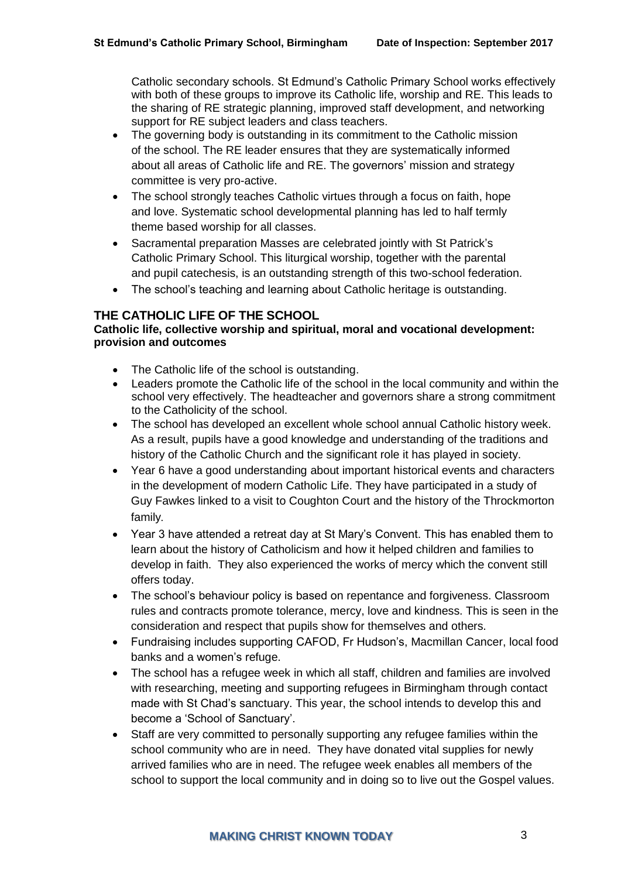Catholic secondary schools. St Edmund's Catholic Primary School works effectively with both of these groups to improve its Catholic life, worship and RE. This leads to the sharing of RE strategic planning, improved staff development, and networking support for RE subject leaders and class teachers.

- The governing body is outstanding in its commitment to the Catholic mission of the school. The RE leader ensures that they are systematically informed about all areas of Catholic life and RE. The governors' mission and strategy committee is very pro-active.
- The school strongly teaches Catholic virtues through a focus on faith, hope and love. Systematic school developmental planning has led to half termly theme based worship for all classes.
- Sacramental preparation Masses are celebrated jointly with St Patrick's Catholic Primary School. This liturgical worship, together with the parental and pupil catechesis, is an outstanding strength of this two-school federation.
- The school's teaching and learning about Catholic heritage is outstanding.

## THE CATHOLIC LIFE OF THE SCHOOL

**Catholic life, collective worship and spiritual, moral and vocational development: provision and outcomes**

- The Catholic life of the school is outstanding.
- Leaders promote the Catholic life of the school in the local community and within the school very effectively. The headteacher and governors share a strong commitment to the Catholicity of the school.
- The school has developed an excellent whole school annual Catholic history week. As a result, pupils have a good knowledge and understanding of the traditions and history of the Catholic Church and the significant role it has played in society.
- Year 6 have a good understanding about important historical events and characters in the development of modern Catholic Life. They have participated in a study of Guy Fawkes linked to a visit to Coughton Court and the history of the Throckmorton family.
- Year 3 have attended a retreat day at St Mary's Convent. This has enabled them to learn about the history of Catholicism and how it helped children and families to develop in faith. They also experienced the works of mercy which the convent still offers today.
- The school's behaviour policy is based on repentance and forgiveness. Classroom rules and contracts promote tolerance, mercy, love and kindness. This is seen in the consideration and respect that pupils show for themselves and others.
- Fundraising includes supporting CAFOD, Fr Hudson's, Macmillan Cancer, local food banks and a women's refuge.
- The school has a refugee week in which all staff, children and families are involved with researching, meeting and supporting refugees in Birmingham through contact made with St Chad's sanctuary. This year, the school intends to develop this and become a 'School of Sanctuary'.
- Staff are very committed to personally supporting any refugee families within the school community who are in need. They have donated vital supplies for newly arrived families who are in need. The refugee week enables all members of the school to support the local community and in doing so to live out the Gospel values.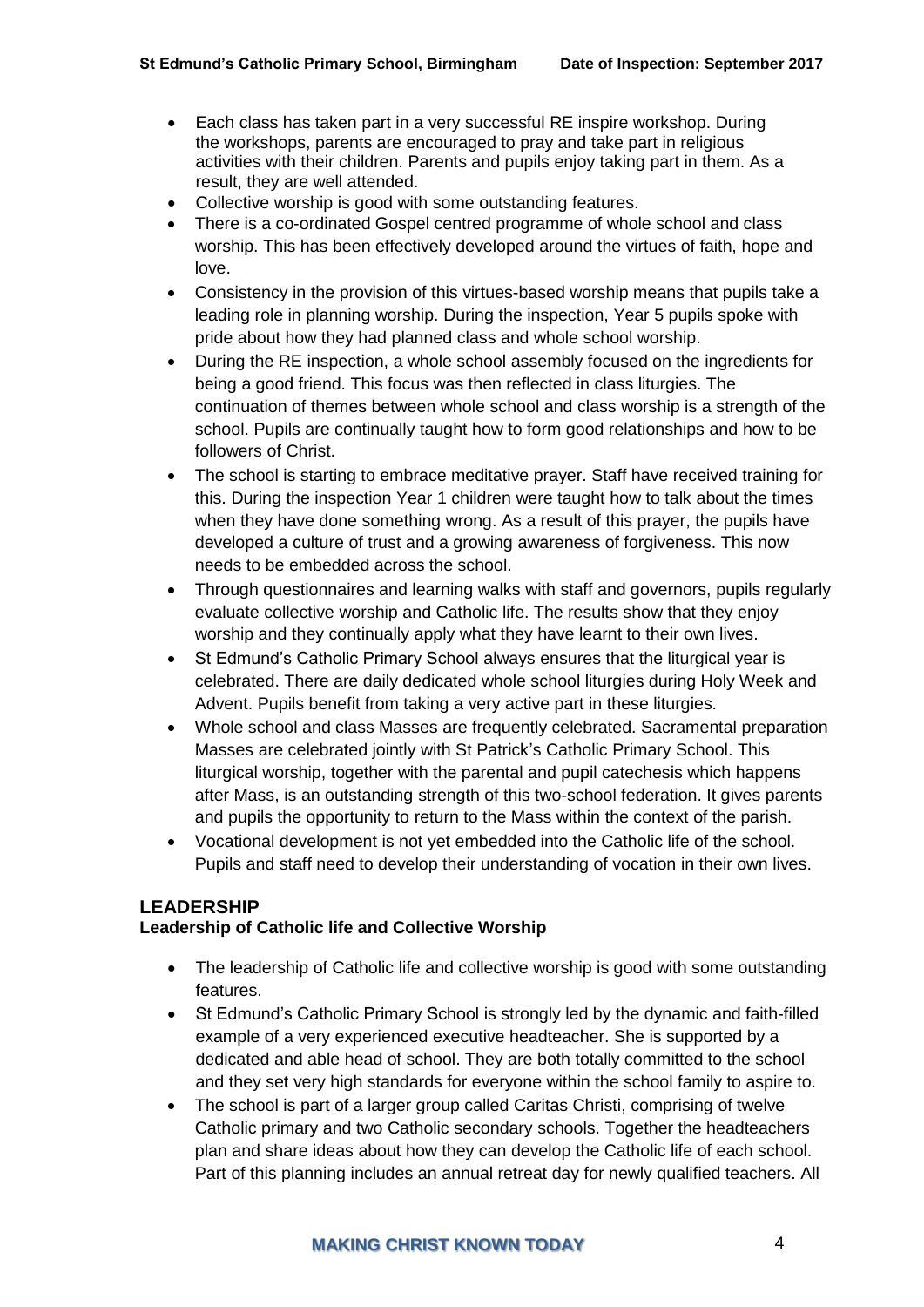- Each class has taken part in a very successful RE inspire workshop. During the workshops, parents are encouraged to pray and take part in religious activities with their children. Parents and pupils enjoy taking part in them. As a result, they are well attended.
- Collective worship is good with some outstanding features.
- There is a co-ordinated Gospel centred programme of whole school and class worship. This has been effectively developed around the virtues of faith, hope and love.
- Consistency in the provision of this virtues-based worship means that pupils take a leading role in planning worship. During the inspection, Year 5 pupils spoke with pride about how they had planned class and whole school worship.
- During the RE inspection, a whole school assembly focused on the ingredients for being a good friend. This focus was then reflected in class liturgies. The continuation of themes between whole school and class worship is a strength of the school. Pupils are continually taught how to form good relationships and how to be followers of Christ.
- The school is starting to embrace meditative prayer. Staff have received training for this. During the inspection Year 1 children were taught how to talk about the times when they have done something wrong. As a result of this prayer, the pupils have developed a culture of trust and a growing awareness of forgiveness. This now needs to be embedded across the school.
- Through questionnaires and learning walks with staff and governors, pupils regularly evaluate collective worship and Catholic life. The results show that they enjoy worship and they continually apply what they have learnt to their own lives.
- St Edmund's Catholic Primary School always ensures that the liturgical year is celebrated. There are daily dedicated whole school liturgies during Holy Week and Advent. Pupils benefit from taking a very active part in these liturgies.
- Whole school and class Masses are frequently celebrated. Sacramental preparation Masses are celebrated jointly with St Patrick's Catholic Primary School. This liturgical worship, together with the parental and pupil catechesis which happens after Mass, is an outstanding strength of this two-school federation. It gives parents and pupils the opportunity to return to the Mass within the context of the parish.
- Vocational development is not yet embedded into the Catholic life of the school. Pupils and staff need to develop their understanding of vocation in their own lives.

## LEADERSHIP

### Leadership of Catholic life and Collective Worship

- The leadership of Catholic life and collective worship is good with some outstanding features.
- St Edmund's Catholic Primary School is strongly led by the dynamic and faith-filled example of a very experienced executive headteacher. She is supported by a dedicated and able head of school. They are both totally committed to the school and they set very high standards for everyone within the school family to aspire to.
- The school is part of a larger group called Caritas Christi, comprising of twelve Catholic primary and two Catholic secondary schools. Together the headteachers plan and share ideas about how they can develop the Catholic life of each school. Part of this planning includes an annual retreat day for newly qualified teachers. All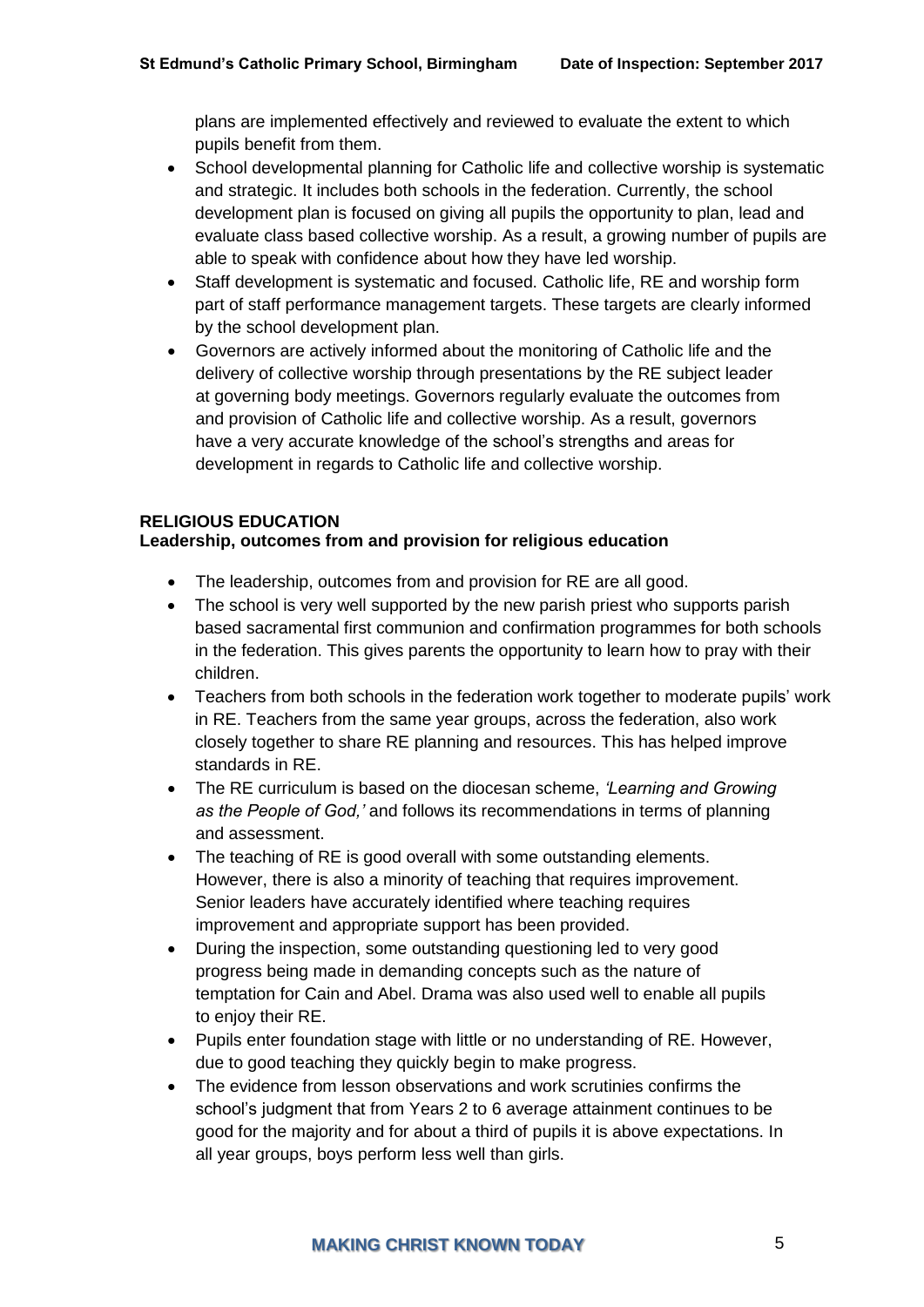plans are implemented effectively and reviewed to evaluate the extent to which pupils benefit from them.

- School developmental planning for Catholic life and collective worship is systematic and strategic. It includes both schools in the federation. Currently, the school development plan is focused on giving all pupils the opportunity to plan, lead and evaluate class based collective worship. As a result, a growing number of pupils are able to speak with confidence about how they have led worship.
- Staff development is systematic and focused. Catholic life, RE and worship form part of staff performance management targets. These targets are clearly informed by the school development plan.
- Governors are actively informed about the monitoring of Catholic life and the delivery of collective worship through presentations by the RE subject leader at governing body meetings. Governors regularly evaluate the outcomes from and provision of Catholic life and collective worship. As a result, governors have a very accurate knowledge of the school's strengths and areas for development in regards to Catholic life and collective worship.

**RELIGIOUS EDUCATION**
**Leadership, outcomes from and provision for religious education**

- The leadership, outcomes from and provision for RE are all good.
- The school is very well supported by the new parish priest who supports parish based sacramental first communion and confirmation programmes for both schools in the federation. This gives parents the opportunity to learn how to pray with their children.
- Teachers from both schools in the federation work together to moderate pupils' work in RE. Teachers from the same year groups, across the federation, also work closely together to share RE planning and resources. This has helped improve standards in RE.
- The RE curriculum is based on the diocesan scheme, *'Learning and Growing as the People of God,'* and follows its recommendations in terms of planning and assessment.
- The teaching of RE is good overall with some outstanding elements. However, there is also a minority of teaching that requires improvement. Senior leaders have accurately identified where teaching requires improvement and appropriate support has been provided.
- During the inspection, some outstanding questioning led to very good progress being made in demanding concepts such as the nature of temptation for Cain and Abel. Drama was also used well to enable all pupils to enjoy their RE.
- Pupils enter foundation stage with little or no understanding of RE. However, due to good teaching they quickly begin to make progress.
- The evidence from lesson observations and work scrutinies confirms the school's judgment that from Years 2 to 6 average attainment continues to be good for the majority and for about a third of pupils it is above expectations. In all year groups, boys perform less well than girls.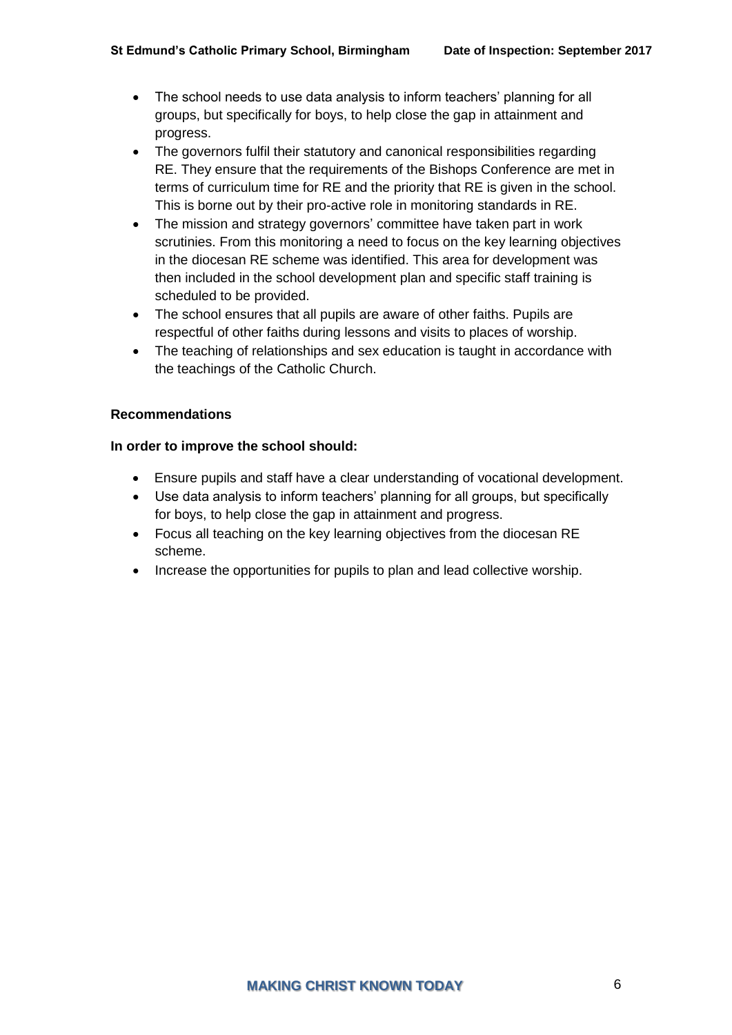- The school needs to use data analysis to inform teachers' planning for all groups, but specifically for boys, to help close the gap in attainment and progress.
- The governors fulfil their statutory and canonical responsibilities regarding RE. They ensure that the requirements of the Bishops Conference are met in terms of curriculum time for RE and the priority that RE is given in the school. This is borne out by their pro-active role in monitoring standards in RE.
- The mission and strategy governors' committee have taken part in work scrutinies. From this monitoring a need to focus on the key learning objectives in the diocesan RE scheme was identified. This area for development was then included in the school development plan and specific staff training is scheduled to be provided.
- The school ensures that all pupils are aware of other faiths. Pupils are respectful of other faiths during lessons and visits to places of worship.
- The teaching of relationships and sex education is taught in accordance with the teachings of the Catholic Church.

**Recommendations**

**In order to improve the school should:**

- Ensure pupils and staff have a clear understanding of vocational development.
- Use data analysis to inform teachers' planning for all groups, but specifically for boys, to help close the gap in attainment and progress.
- Focus all teaching on the key learning objectives from the diocesan RE scheme.
- Increase the opportunities for pupils to plan and lead collective worship.